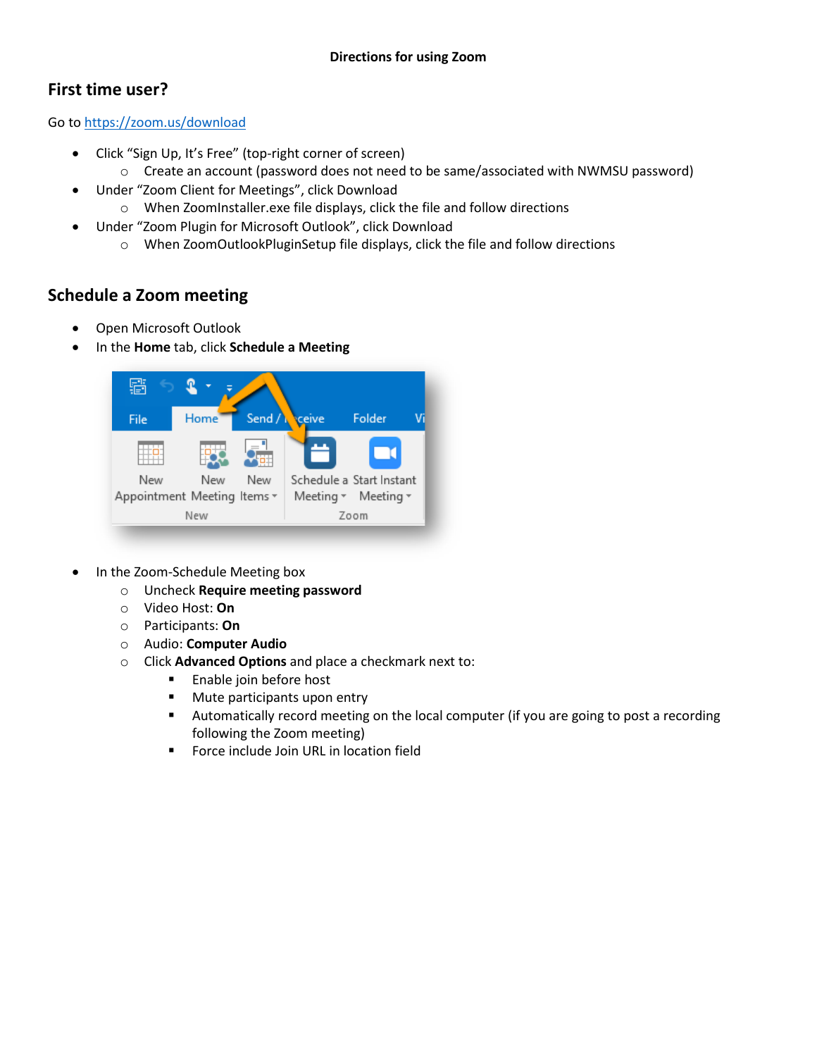**Directions for using Zoom**

## First time user?

Go to https://zoom.us/download

- Click "Sign Up, It's Free" (top-right corner of screen)
    - Create an account (password does not need to be same/associated with NWMSU password)
- Under "Zoom Client for Meetings", click Download
    - When ZoomInstaller.exe file displays, click the file and follow directions
- Under "Zoom Plugin for Microsoft Outlook", click Download
    - When ZoomOutlookPluginSetup file displays, click the file and follow directions

## Schedule a Zoom meeting

- Open Microsoft Outlook
- In the **Home** tab, click **Schedule a Meeting**
- In the Zoom-Schedule Meeting box
    - Uncheck **Require meeting password**
    - Video Host: **On**
    - Participants: **On**
    - Audio: **Computer Audio**
    - Click **Advanced Options** and place a checkmark next to:
        - Enable join before host
        - Mute participants upon entry
        - Automatically record meeting on the local computer (if you are going to post a recording following the Zoom meeting)
        - Force include Join URL in location field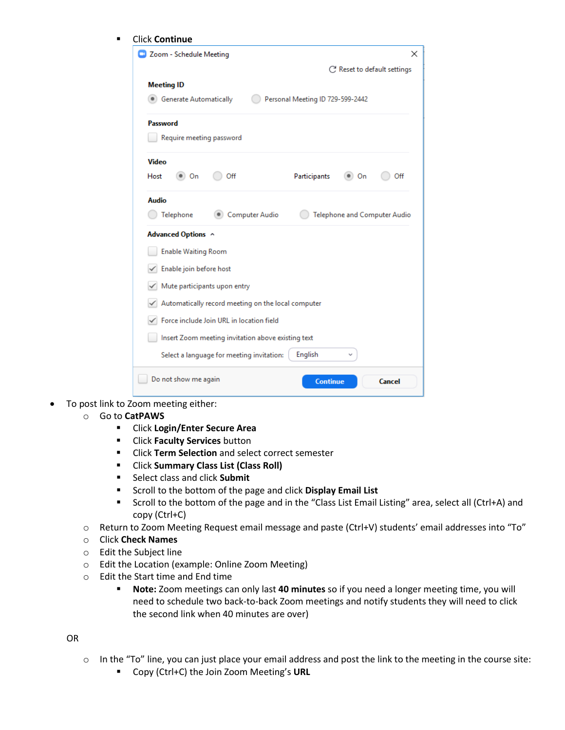- Click **Continue**

- To post link to Zoom meeting either:
  - Go to **CatPAWS**
    - Click **Login/Enter Secure Area**
    - Click **Faculty Services** button
    - Click **Term Selection** and select correct semester
    - Click **Summary Class List (Class Roll)**
    - Select class and click **Submit**
    - Scroll to the bottom of the page and click **Display Email List**
    - Scroll to the bottom of the page and in the "Class List Email Listing" area, select all (Ctrl+A) and copy (Ctrl+C)
  - Return to Zoom Meeting Request email message and paste (Ctrl+V) students' email addresses into "To"
  - Click **Check Names**
  - Edit the Subject line
  - Edit the Location (example: Online Zoom Meeting)
  - Edit the Start time and End time
    - **Note:** Zoom meetings can only last **40 minutes** so if you need a longer meeting time, you will need to schedule two back-to-back Zoom meetings and notify students they will need to click the second link when 40 minutes are over)

  OR

  - In the "To" line, you can just place your email address and post the link to the meeting in the course site:
    - Copy (Ctrl+C) the Join Zoom Meeting's **URL**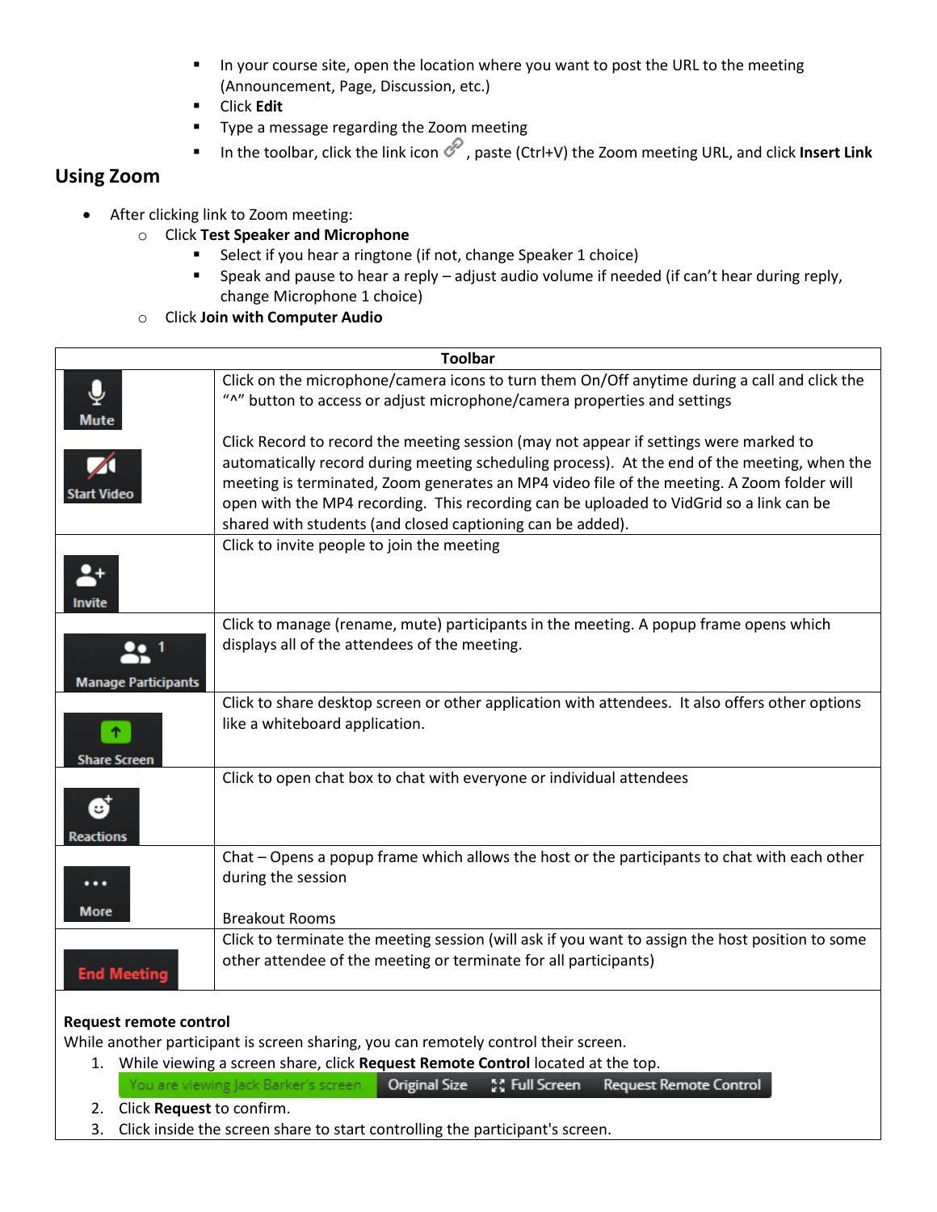- In your course site, open the location where you want to post the URL to the meeting (Announcement, Page, Discussion, etc.)
- Click **Edit**
- Type a message regarding the Zoom meeting
- In the toolbar, click the link icon, paste (Ctrl+V) the Zoom meeting URL, and click **Insert Link**

## Using Zoom

- After clicking link to Zoom meeting:
  - Click **Test Speaker and Microphone**
    - Select if you hear a ringtone (if not, change Speaker 1 choice)
    - Speak and pause to hear a reply – adjust audio volume if needed (if can't hear during reply, change Microphone 1 choice)
  - Click **Join with Computer Audio**

| Toolbar | |
|---|---|
| Mute<br>Start Video | Click on the microphone/camera icons to turn them On/Off anytime during a call and click the "^" button to access or adjust microphone/camera properties and settings<br><br>Click Record to record the meeting session (may not appear if settings were marked to automatically record during meeting scheduling process). At the end of the meeting, when the meeting is terminated, Zoom generates an MP4 video file of the meeting. A Zoom folder will open with the MP4 recording. This recording can be uploaded to VidGrid so a link can be shared with students (and closed captioning can be added). |
| Invite | Click to invite people to join the meeting |
| Manage Participants | Click to manage (rename, mute) participants in the meeting. A popup frame opens which displays all of the attendees of the meeting. |
| Share Screen | Click to share desktop screen or other application with attendees. It also offers other options like a whiteboard application. |
| Reactions | Click to open chat box to chat with everyone or individual attendees |
| More | Chat – Opens a popup frame which allows the host or the participants to chat with each other during the session<br><br>Breakout Rooms |
| End Meeting | Click to terminate the meeting session (will ask if you want to assign the host position to some other attendee of the meeting or terminate for all participants) |

**Request remote control**

While another participant is screen sharing, you can remotely control their screen.

1. While viewing a screen share, click **Request Remote Control** located at the top.

   You are viewing Jack Barker's screen | Original Size | Full Screen | Request Remote Control

2. Click **Request** to confirm.
3. Click inside the screen share to start controlling the participant's screen.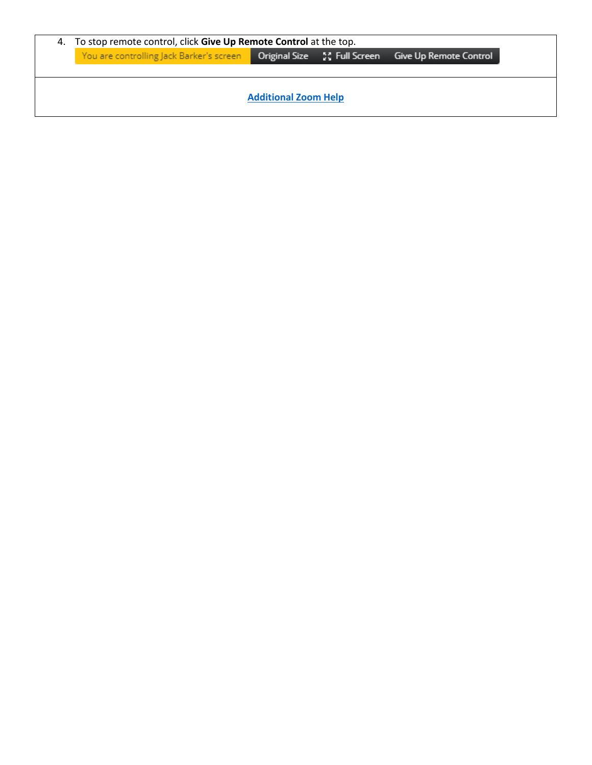4. To stop remote control, click **Give Up Remote Control** at the top.

You are controlling Jack Barker's screen | Original Size | Full Screen | Give Up Remote Control

**Additional Zoom Help**